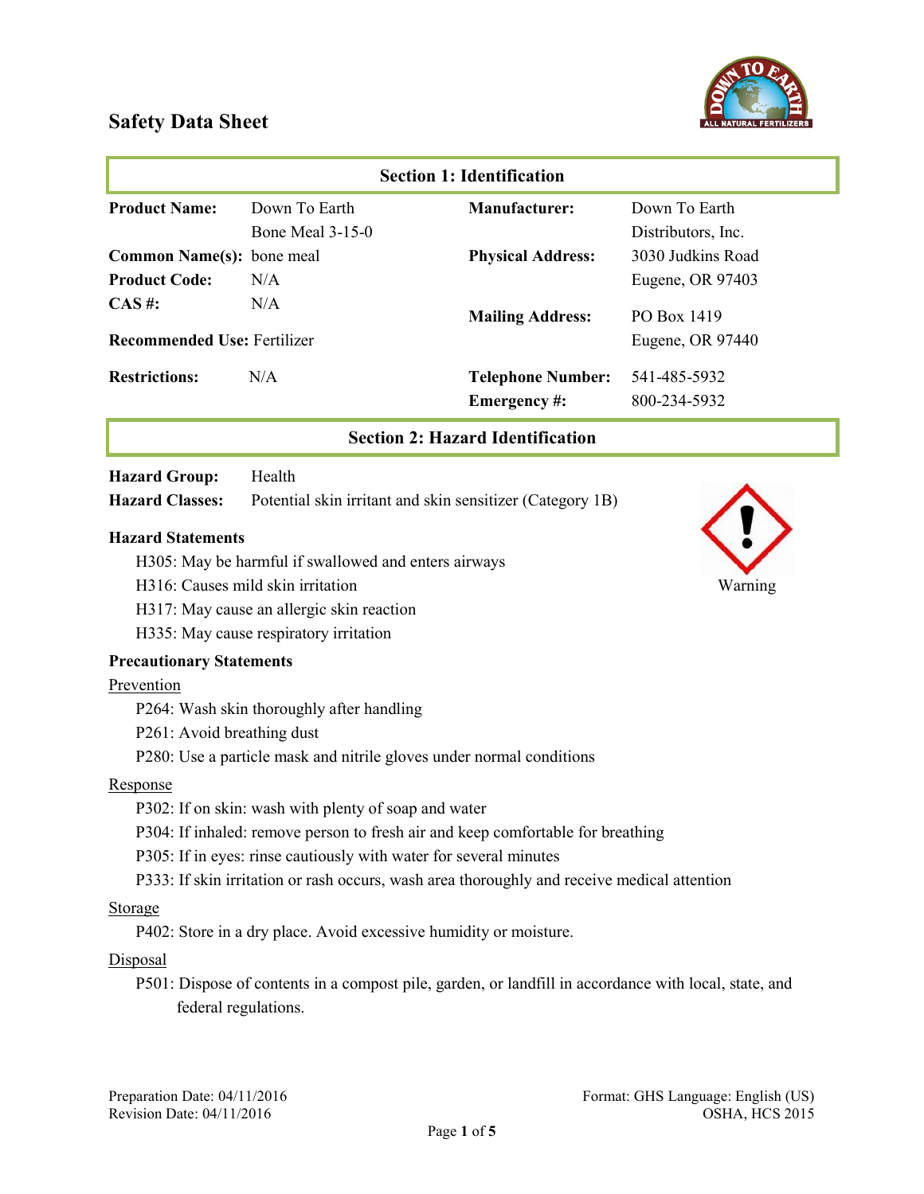# Safety Data Sheet

## Section 1: Identification

| | | | |
|---|---|---|---|
| **Product Name:** | Down To Earth Bone Meal 3-15-0 | **Manufacturer:** | Down To Earth Distributors, Inc. |
| **Common Name(s):** | bone meal | **Physical Address:** | 3030 Judkins Road Eugene, OR 97403 |
| **Product Code:** | N/A | | |
| **CAS #:** | N/A | **Mailing Address:** | PO Box 1419 Eugene, OR 97440 |
| **Recommended Use:** | Fertilizer | | |
| **Restrictions:** | N/A | **Telephone Number:** | 541-485-5932 |
| | | **Emergency #:** | 800-234-5932 |

## Section 2: Hazard Identification

**Hazard Group:** Health

**Hazard Classes:** Potential skin irritant and skin sensitizer (Category 1B)

Warning

### Hazard Statements

- H305: May be harmful if swallowed and enters airways
- H316: Causes mild skin irritation
- H317: May cause an allergic skin reaction
- H335: May cause respiratory irritation

### Precautionary Statements

<u>Prevention</u>

- P264: Wash skin thoroughly after handling
- P261: Avoid breathing dust
- P280: Use a particle mask and nitrile gloves under normal conditions

<u>Response</u>

- P302: If on skin: wash with plenty of soap and water
- P304: If inhaled: remove person to fresh air and keep comfortable for breathing
- P305: If in eyes: rinse cautiously with water for several minutes
- P333: If skin irritation or rash occurs, wash area thoroughly and receive medical attention

<u>Storage</u>

- P402: Store in a dry place. Avoid excessive humidity or moisture.

<u>Disposal</u>

- P501: Dispose of contents in a compost pile, garden, or landfill in accordance with local, state, and federal regulations.

Preparation Date: 04/11/2016
Revision Date: 04/11/2016

Format: GHS Language: English (US)
OSHA, HCS 2015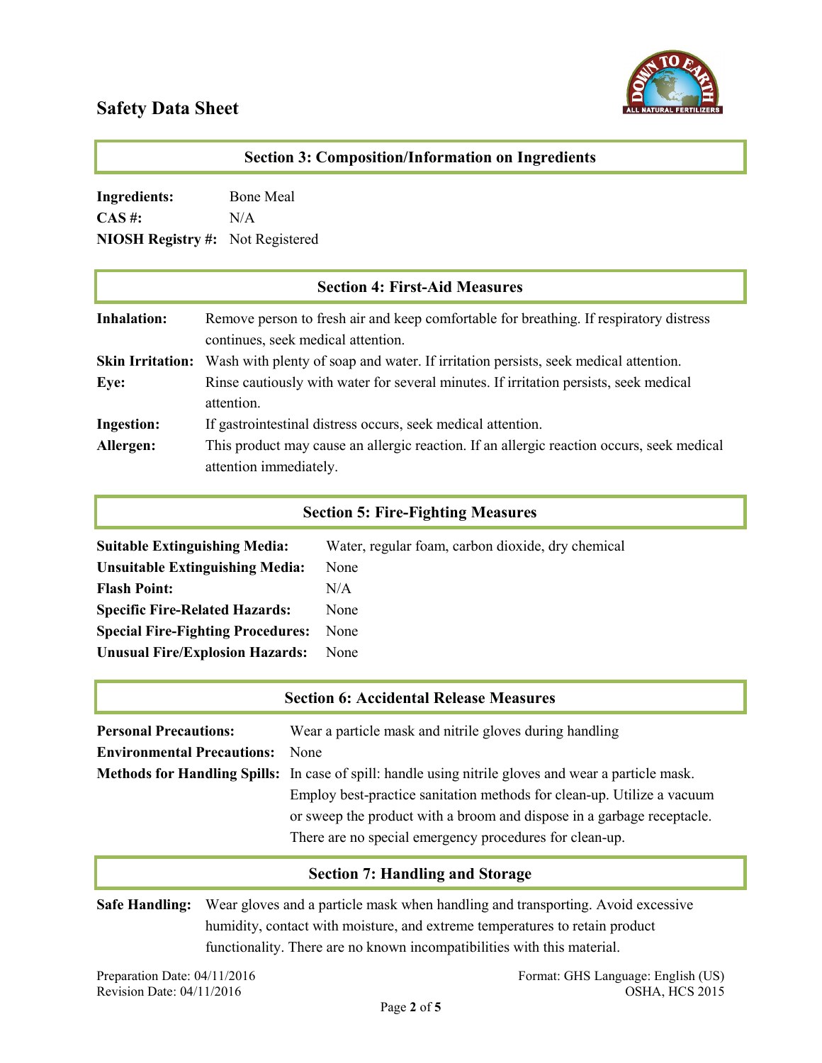# Safety Data Sheet

## Section 3: Composition/Information on Ingredients

**Ingredients:** Bone Meal
**CAS #:** N/A
**NIOSH Registry #:** Not Registered

## Section 4: First-Aid Measures

**Inhalation:** Remove person to fresh air and keep comfortable for breathing. If respiratory distress continues, seek medical attention.

**Skin Irritation:** Wash with plenty of soap and water. If irritation persists, seek medical attention.

**Eye:** Rinse cautiously with water for several minutes. If irritation persists, seek medical attention.

**Ingestion:** If gastrointestinal distress occurs, seek medical attention.

**Allergen:** This product may cause an allergic reaction. If an allergic reaction occurs, seek medical attention immediately.

## Section 5: Fire-Fighting Measures

**Suitable Extinguishing Media:** Water, regular foam, carbon dioxide, dry chemical
**Unsuitable Extinguishing Media:** None
**Flash Point:** N/A
**Specific Fire-Related Hazards:** None
**Special Fire-Fighting Procedures:** None
**Unusual Fire/Explosion Hazards:** None

## Section 6: Accidental Release Measures

**Personal Precautions:** Wear a particle mask and nitrile gloves during handling

**Environmental Precautions:** None

**Methods for Handling Spills:** In case of spill: handle using nitrile gloves and wear a particle mask. Employ best-practice sanitation methods for clean-up. Utilize a vacuum or sweep the product with a broom and dispose in a garbage receptacle. There are no special emergency procedures for clean-up.

## Section 7: Handling and Storage

**Safe Handling:** Wear gloves and a particle mask when handling and transporting. Avoid excessive humidity, contact with moisture, and extreme temperatures to retain product functionality. There are no known incompatibilities with this material.

Preparation Date: 04/11/2016
Revision Date: 04/11/2016

Format: GHS Language: English (US)
OSHA, HCS 2015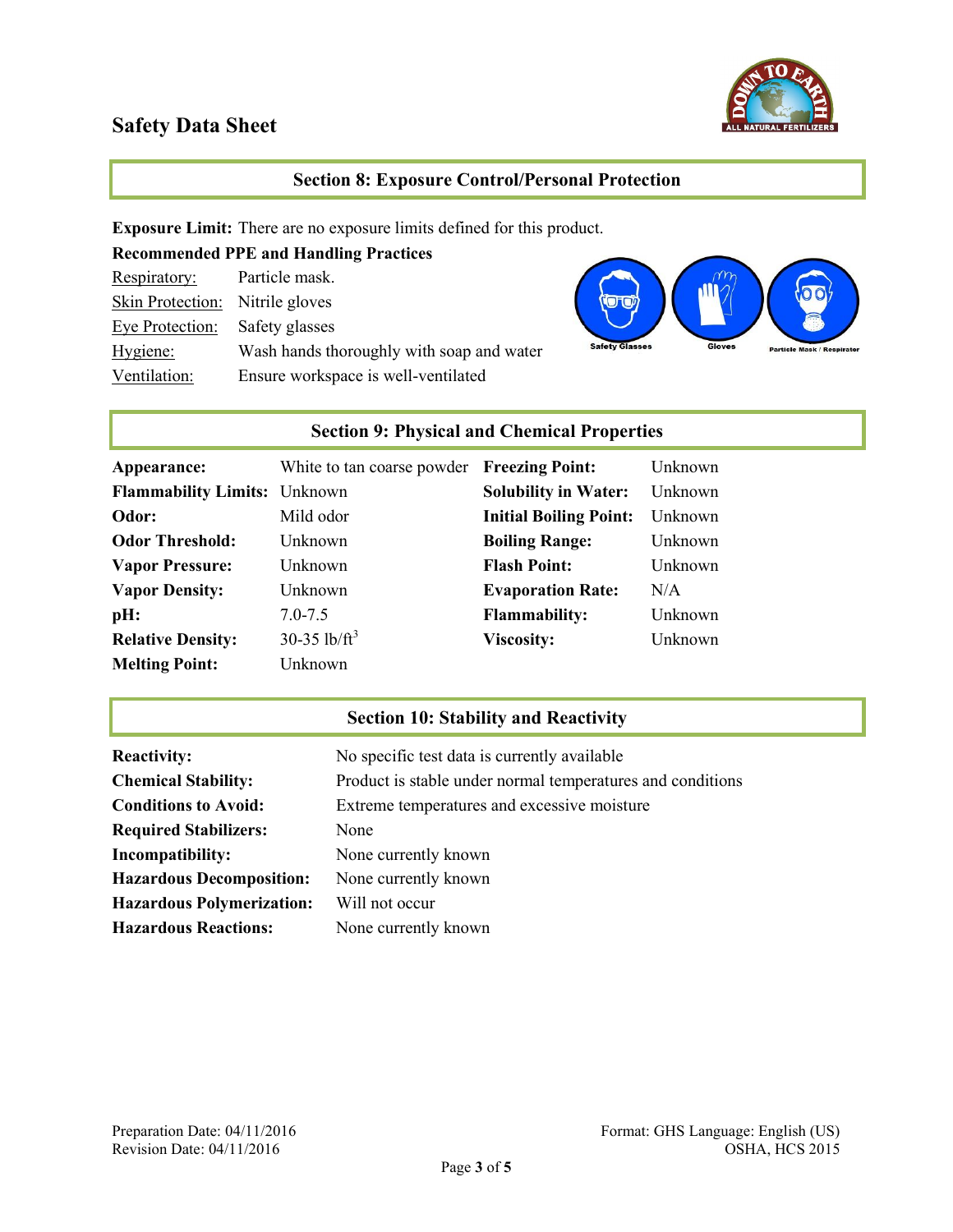## Section 8: Exposure Control/Personal Protection

**Exposure Limit:** There are no exposure limits defined for this product.

**Recommended PPE and Handling Practices**

| | |
|---|---|
| Respiratory: | Particle mask. |
| Skin Protection: | Nitrile gloves |
| Eye Protection: | Safety glasses |
| Hygiene: | Wash hands thoroughly with soap and water |
| Ventilation: | Ensure workspace is well-ventilated |

## Section 9: Physical and Chemical Properties

| | | | |
|---|---|---|---|
| **Appearance:** | White to tan coarse powder | **Freezing Point:** | Unknown |
| **Flammability Limits:** | Unknown | **Solubility in Water:** | Unknown |
| **Odor:** | Mild odor | **Initial Boiling Point:** | Unknown |
| **Odor Threshold:** | Unknown | **Boiling Range:** | Unknown |
| **Vapor Pressure:** | Unknown | **Flash Point:** | Unknown |
| **Vapor Density:** | Unknown | **Evaporation Rate:** | N/A |
| **pH:** | 7.0-7.5 | **Flammability:** | Unknown |
| **Relative Density:** | 30-35 $lb/ft^3$ | **Viscosity:** | Unknown |
| **Melting Point:** | Unknown | | |

## Section 10: Stability and Reactivity

| | |
|---|---|
| **Reactivity:** | No specific test data is currently available |
| **Chemical Stability:** | Product is stable under normal temperatures and conditions |
| **Conditions to Avoid:** | Extreme temperatures and excessive moisture |
| **Required Stabilizers:** | None |
| **Incompatibility:** | None currently known |
| **Hazardous Decomposition:** | None currently known |
| **Hazardous Polymerization:** | Will not occur |
| **Hazardous Reactions:** | None currently known |

Preparation Date: 04/11/2016
Revision Date: 04/11/2016

Format: GHS Language: English (US)
OSHA, HCS 2015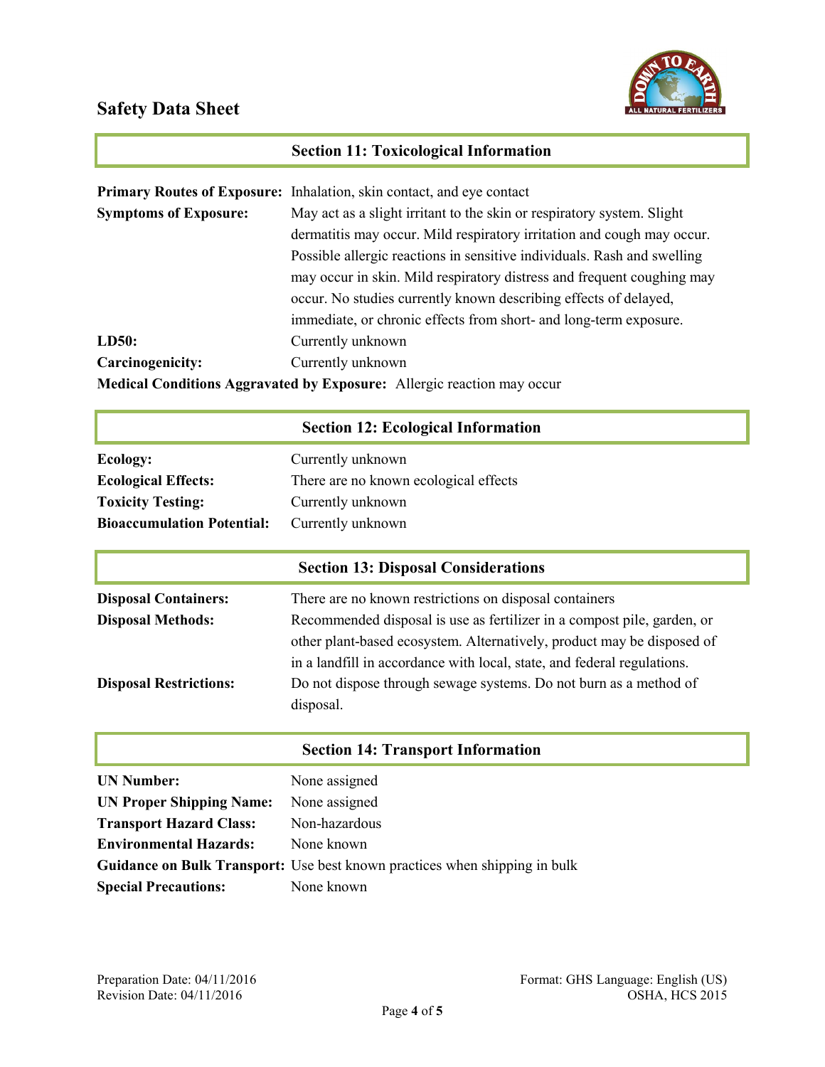# Safety Data Sheet

## Section 11: Toxicological Information

**Primary Routes of Exposure:** Inhalation, skin contact, and eye contact

**Symptoms of Exposure:** May act as a slight irritant to the skin or respiratory system. Slight dermatitis may occur. Mild respiratory irritation and cough may occur. Possible allergic reactions in sensitive individuals. Rash and swelling may occur in skin. Mild respiratory distress and frequent coughing may occur. No studies currently known describing effects of delayed, immediate, or chronic effects from short- and long-term exposure.

**LD50:** Currently unknown

**Carcinogenicity:** Currently unknown

**Medical Conditions Aggravated by Exposure:** Allergic reaction may occur

## Section 12: Ecological Information

**Ecology:** Currently unknown

**Ecological Effects:** There are no known ecological effects

**Toxicity Testing:** Currently unknown

**Bioaccumulation Potential:** Currently unknown

## Section 13: Disposal Considerations

**Disposal Containers:** There are no known restrictions on disposal containers

**Disposal Methods:** Recommended disposal is use as fertilizer in a compost pile, garden, or other plant-based ecosystem. Alternatively, product may be disposed of in a landfill in accordance with local, state, and federal regulations.

**Disposal Restrictions:** Do not dispose through sewage systems. Do not burn as a method of disposal.

## Section 14: Transport Information

**UN Number:** None assigned

**UN Proper Shipping Name:** None assigned

**Transport Hazard Class:** Non-hazardous

**Environmental Hazards:** None known

**Guidance on Bulk Transport:** Use best known practices when shipping in bulk

**Special Precautions:** None known

Preparation Date: 04/11/2016
Revision Date: 04/11/2016

Format: GHS Language: English (US)
OSHA, HCS 2015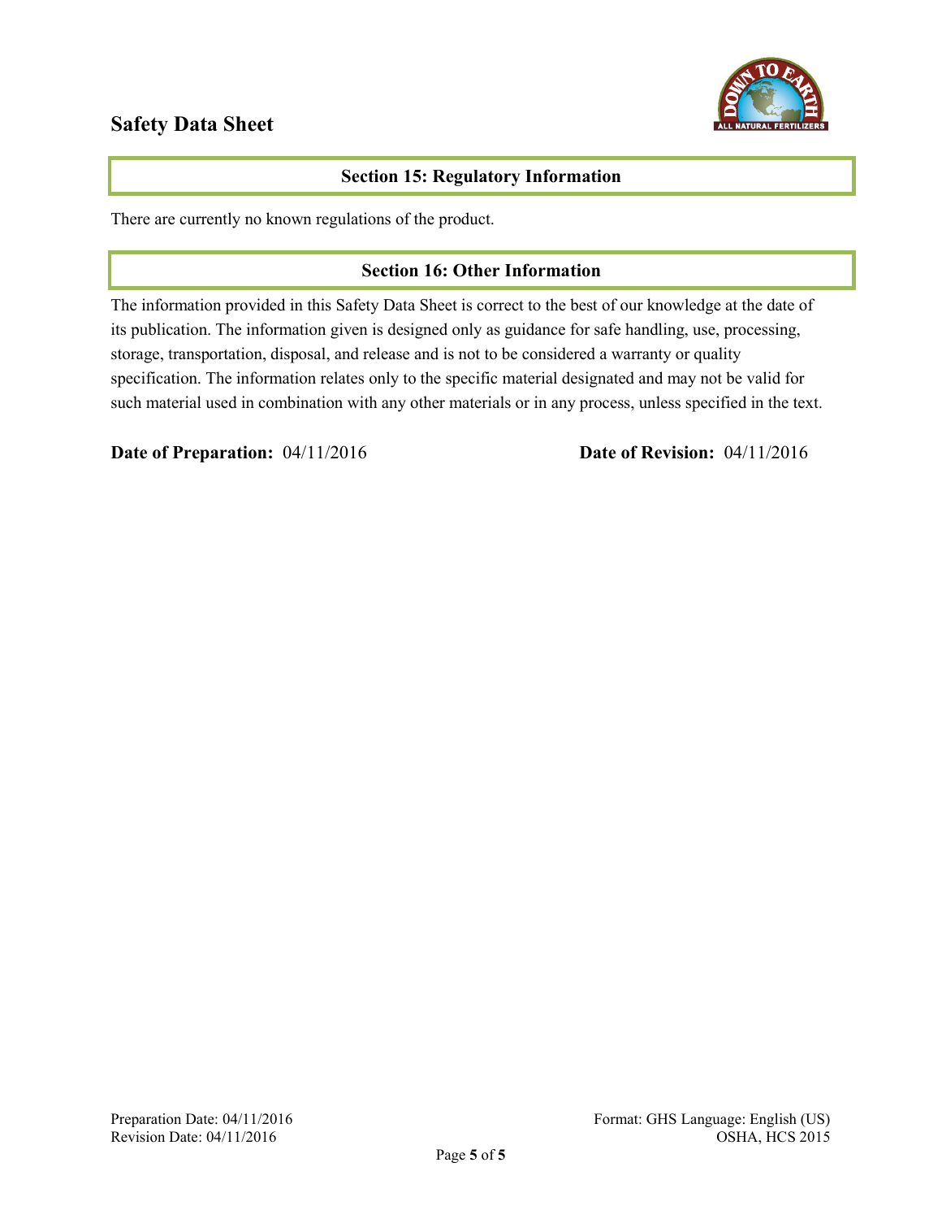## Section 15: Regulatory Information

There are currently no known regulations of the product.

## Section 16: Other Information

The information provided in this Safety Data Sheet is correct to the best of our knowledge at the date of its publication. The information given is designed only as guidance for safe handling, use, processing, storage, transportation, disposal, and release and is not to be considered a warranty or quality specification. The information relates only to the specific material designated and may not be valid for such material used in combination with any other materials or in any process, unless specified in the text.

**Date of Preparation:** 04/11/2016

**Date of Revision:** 04/11/2016